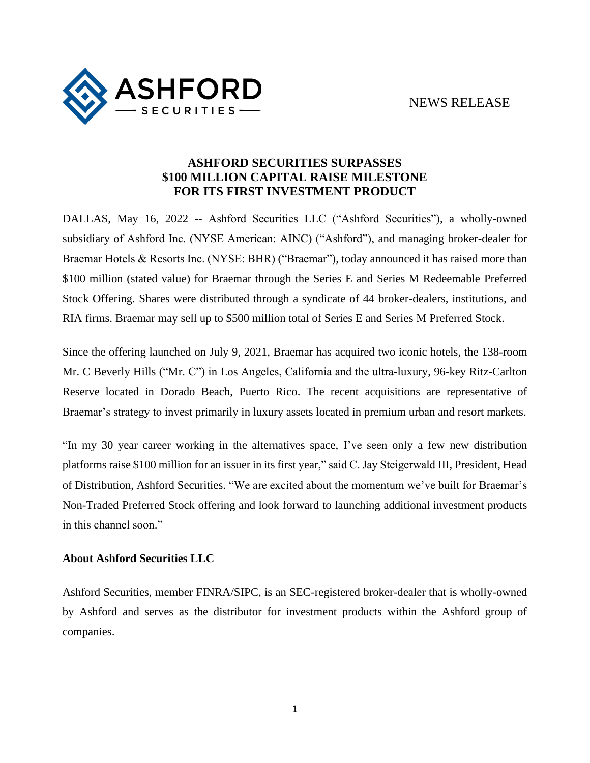ASHFORD SECURITIES

NEWS RELEASE

# ASHFORD SECURITIES SURPASSES $100 MILLION CAPITAL RAISE MILESTONE FOR ITS FIRST INVESTMENT PRODUCT

DALLAS, May 16, 2022 -- Ashford Securities LLC ("Ashford Securities"), a wholly-owned subsidiary of Ashford Inc. (NYSE American: AINC) ("Ashford"), and managing broker-dealer for Braemar Hotels & Resorts Inc. (NYSE: BHR) ("Braemar"), today announced it has raised more than $100 million (stated value) for Braemar through the Series E and Series M Redeemable Preferred Stock Offering. Shares were distributed through a syndicate of 44 broker-dealers, institutions, and RIA firms. Braemar may sell up to $500 million total of Series E and Series M Preferred Stock.

Since the offering launched on July 9, 2021, Braemar has acquired two iconic hotels, the 138-room Mr. C Beverly Hills ("Mr. C") in Los Angeles, California and the ultra-luxury, 96-key Ritz-Carlton Reserve located in Dorado Beach, Puerto Rico. The recent acquisitions are representative of Braemar's strategy to invest primarily in luxury assets located in premium urban and resort markets.

"In my 30 year career working in the alternatives space, I've seen only a few new distribution platforms raise $100 million for an issuer in its first year," said C. Jay Steigerwald III, President, Head of Distribution, Ashford Securities. "We are excited about the momentum we've built for Braemar's Non-Traded Preferred Stock offering and look forward to launching additional investment products in this channel soon."

**About Ashford Securities LLC**

Ashford Securities, member FINRA/SIPC, is an SEC-registered broker-dealer that is wholly-owned by Ashford and serves as the distributor for investment products within the Ashford group of companies.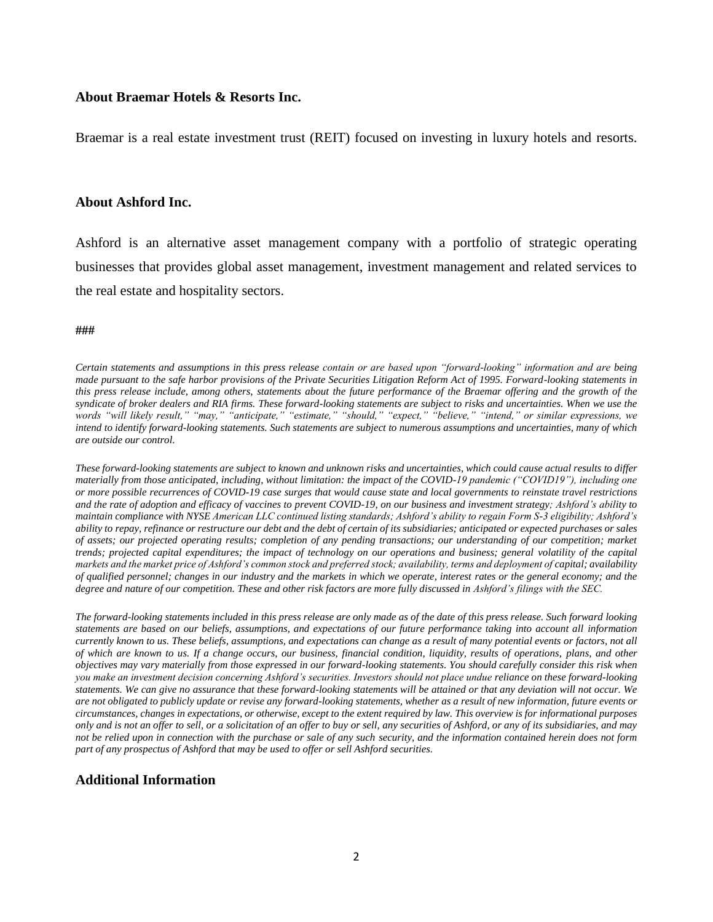### About Braemar Hotels & Resorts Inc.

Braemar is a real estate investment trust (REIT) focused on investing in luxury hotels and resorts.

### About Ashford Inc.

Ashford is an alternative asset management company with a portfolio of strategic operating businesses that provides global asset management, investment management and related services to the real estate and hospitality sectors.

###

*Certain statements and assumptions in this press release contain or are based upon "forward-looking" information and are being made pursuant to the safe harbor provisions of the Private Securities Litigation Reform Act of 1995. Forward-looking statements in this press release include, among others, statements about the future performance of the Braemar offering and the growth of the syndicate of broker dealers and RIA firms. These forward-looking statements are subject to risks and uncertainties. When we use the words "will likely result," "may," "anticipate," "estimate," "should," "expect," "believe," "intend," or similar expressions, we intend to identify forward-looking statements. Such statements are subject to numerous assumptions and uncertainties, many of which are outside our control.*

*These forward-looking statements are subject to known and unknown risks and uncertainties, which could cause actual results to differ materially from those anticipated, including, without limitation: the impact of the COVID-19 pandemic ("COVID19"), including one or more possible recurrences of COVID-19 case surges that would cause state and local governments to reinstate travel restrictions and the rate of adoption and efficacy of vaccines to prevent COVID-19, on our business and investment strategy; Ashford's ability to maintain compliance with NYSE American LLC continued listing standards; Ashford's ability to regain Form S-3 eligibility; Ashford's ability to repay, refinance or restructure our debt and the debt of certain of its subsidiaries; anticipated or expected purchases or sales of assets; our projected operating results; completion of any pending transactions; our understanding of our competition; market trends; projected capital expenditures; the impact of technology on our operations and business; general volatility of the capital markets and the market price of Ashford's common stock and preferred stock; availability, terms and deployment of capital; availability of qualified personnel; changes in our industry and the markets in which we operate, interest rates or the general economy; and the degree and nature of our competition. These and other risk factors are more fully discussed in Ashford's filings with the SEC.*

*The forward-looking statements included in this press release are only made as of the date of this press release. Such forward looking statements are based on our beliefs, assumptions, and expectations of our future performance taking into account all information currently known to us. These beliefs, assumptions, and expectations can change as a result of many potential events or factors, not all of which are known to us. If a change occurs, our business, financial condition, liquidity, results of operations, plans, and other objectives may vary materially from those expressed in our forward-looking statements. You should carefully consider this risk when you make an investment decision concerning Ashford's securities. Investors should not place undue reliance on these forward-looking statements. We can give no assurance that these forward-looking statements will be attained or that any deviation will not occur. We are not obligated to publicly update or revise any forward-looking statements, whether as a result of new information, future events or circumstances, changes in expectations, or otherwise, except to the extent required by law. This overview is for informational purposes only and is not an offer to sell, or a solicitation of an offer to buy or sell, any securities of Ashford, or any of its subsidiaries, and may not be relied upon in connection with the purchase or sale of any such security, and the information contained herein does not form part of any prospectus of Ashford that may be used to offer or sell Ashford securities.*

## Additional Information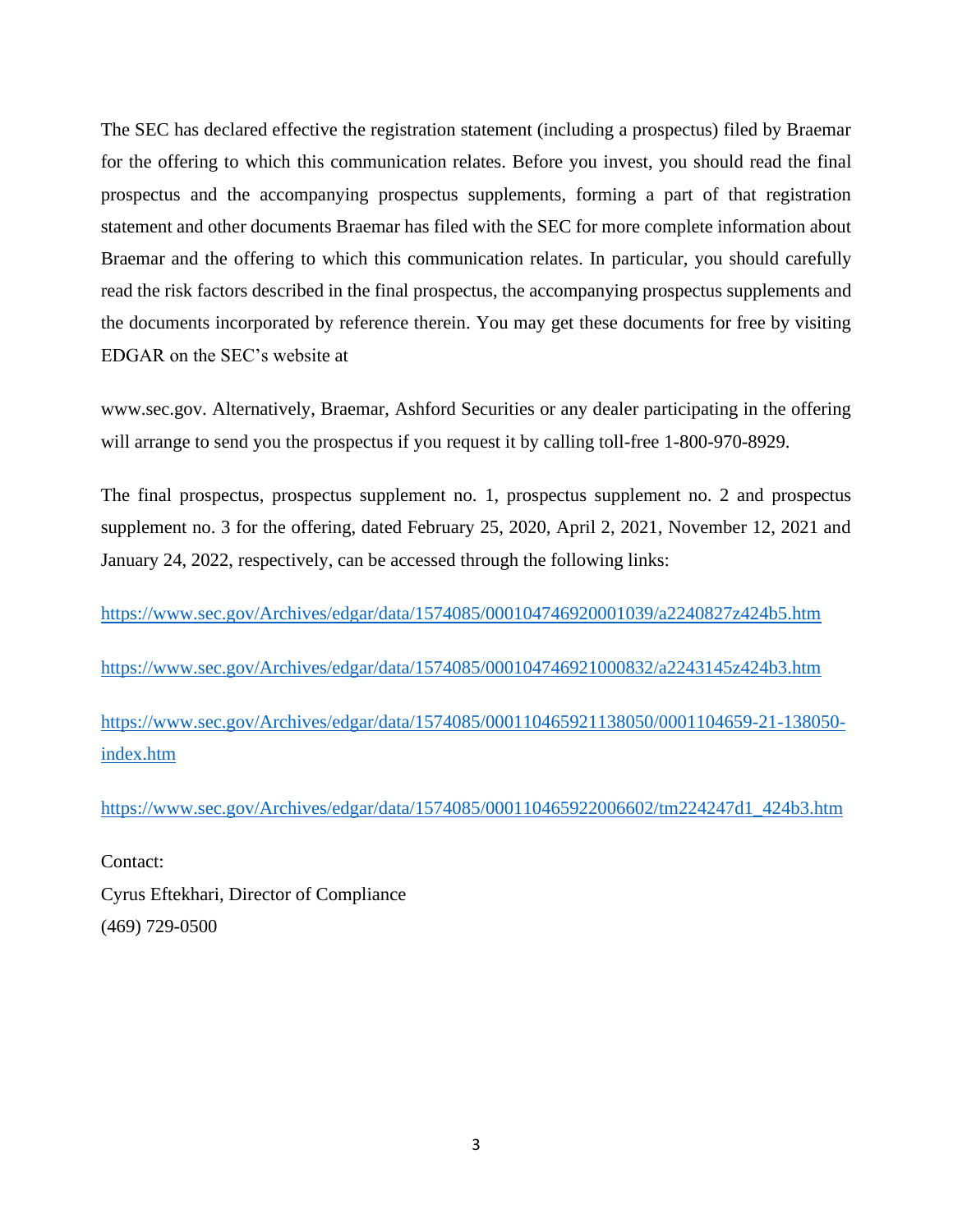The SEC has declared effective the registration statement (including a prospectus) filed by Braemar for the offering to which this communication relates. Before you invest, you should read the final prospectus and the accompanying prospectus supplements, forming a part of that registration statement and other documents Braemar has filed with the SEC for more complete information about Braemar and the offering to which this communication relates. In particular, you should carefully read the risk factors described in the final prospectus, the accompanying prospectus supplements and the documents incorporated by reference therein. You may get these documents for free by visiting EDGAR on the SEC's website at

www.sec.gov. Alternatively, Braemar, Ashford Securities or any dealer participating in the offering will arrange to send you the prospectus if you request it by calling toll-free 1-800-970-8929.

The final prospectus, prospectus supplement no. 1, prospectus supplement no. 2 and prospectus supplement no. 3 for the offering, dated February 25, 2020, April 2, 2021, November 12, 2021 and January 24, 2022, respectively, can be accessed through the following links:

https://www.sec.gov/Archives/edgar/data/1574085/000104746920001039/a2240827z424b5.htm

https://www.sec.gov/Archives/edgar/data/1574085/000104746921000832/a2243145z424b3.htm

https://www.sec.gov/Archives/edgar/data/1574085/000110465921138050/0001104659-21-138050-index.htm

https://www.sec.gov/Archives/edgar/data/1574085/000110465922006602/tm224247d1_424b3.htm

Contact:
Cyrus Eftekhari, Director of Compliance
(469) 729-0500